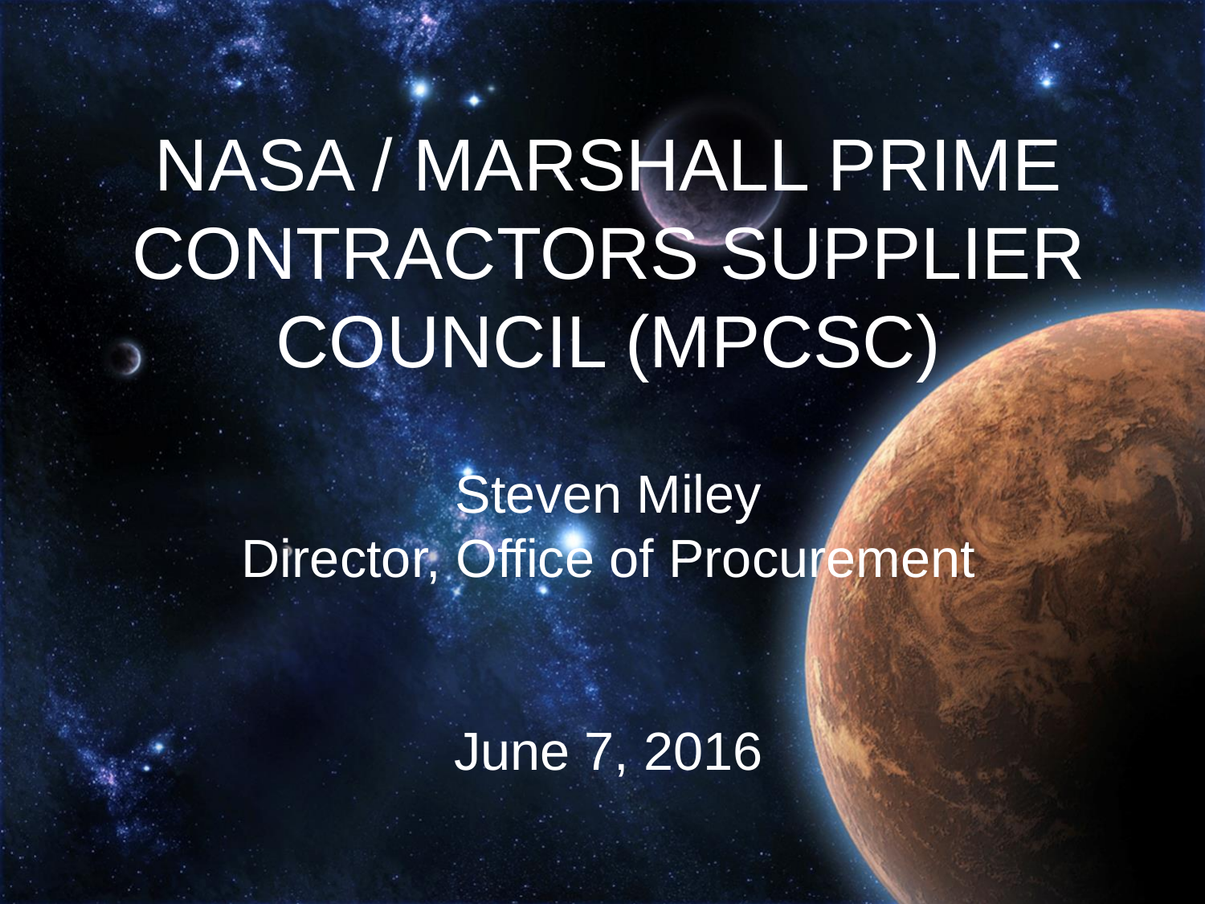# NASA / MARSHALL PRIME CONTRACTORS SUPPLIER COUNCIL (MPCSC)

Steven Miley
Director, Office of Procurement

June 7, 2016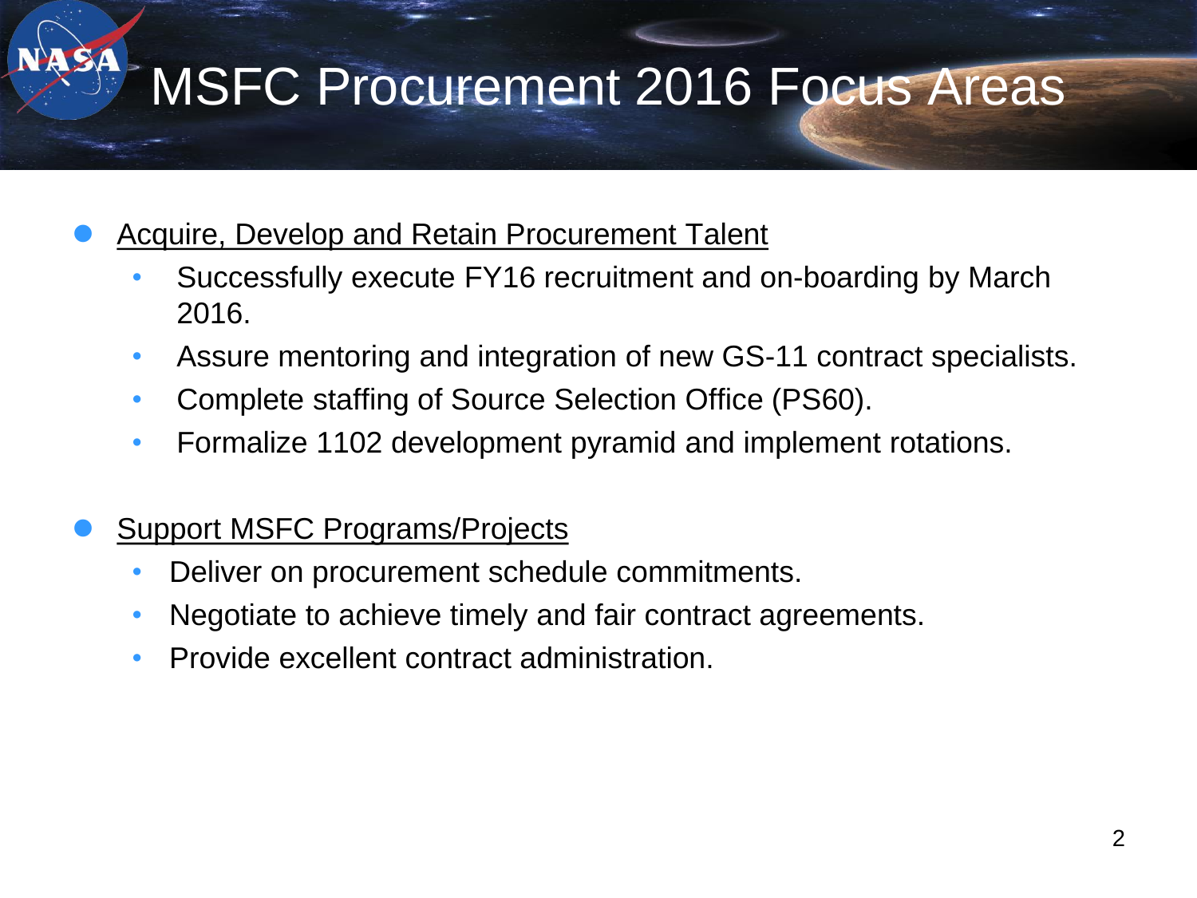# MSFC Procurement 2016 Focus Areas

- Acquire, Develop and Retain Procurement Talent
  - Successfully execute FY16 recruitment and on-boarding by March 2016.
  - Assure mentoring and integration of new GS-11 contract specialists.
  - Complete staffing of Source Selection Office (PS60).
  - Formalize 1102 development pyramid and implement rotations.

- Support MSFC Programs/Projects
  - Deliver on procurement schedule commitments.
  - Negotiate to achieve timely and fair contract agreements.
  - Provide excellent contract administration.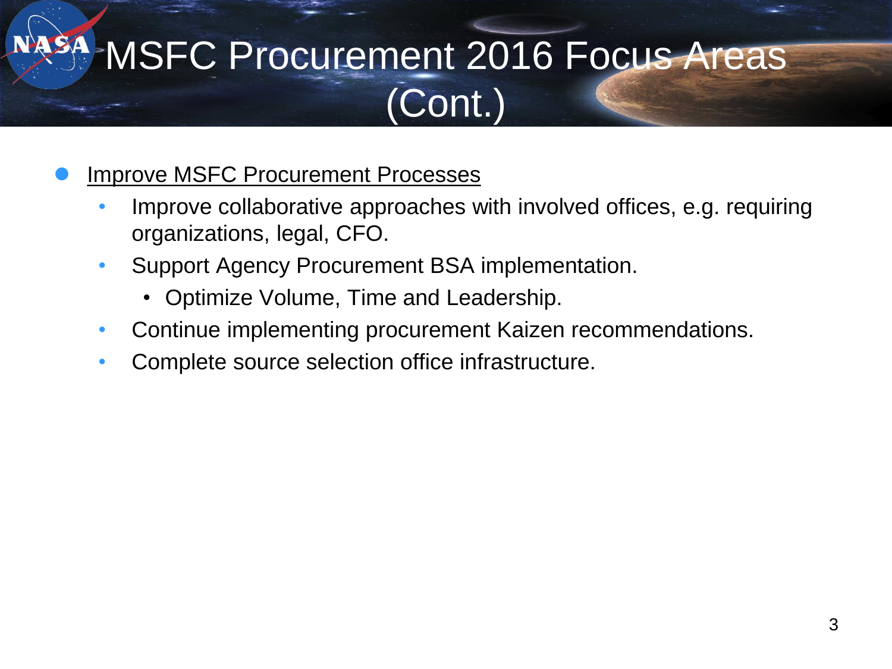# MSFC Procurement 2016 Focus Areas (Cont.)

- Improve MSFC Procurement Processes
  - Improve collaborative approaches with involved offices, e.g. requiring organizations, legal, CFO.
  - Support Agency Procurement BSA implementation.
    - Optimize Volume, Time and Leadership.
  - Continue implementing procurement Kaizen recommendations.
  - Complete source selection office infrastructure.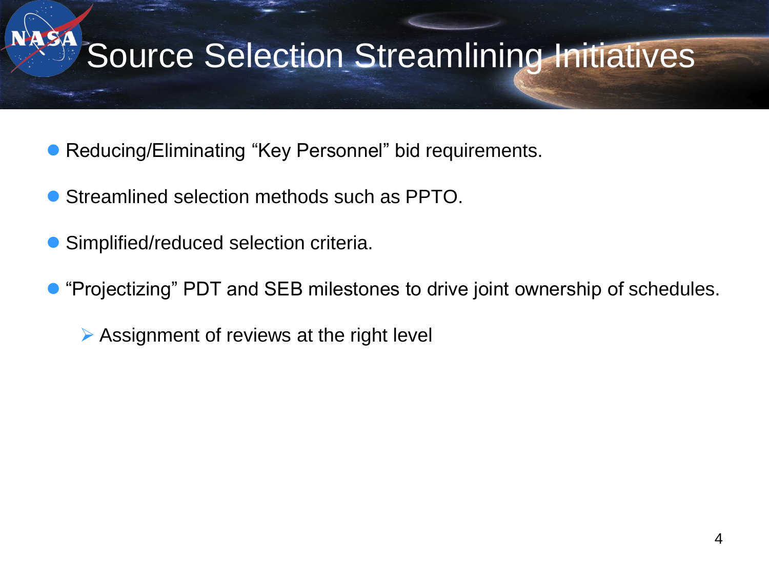# Source Selection Streamlining Initiatives

- Reducing/Eliminating “Key Personnel” bid requirements.
- Streamlined selection methods such as PPTO.
- Simplified/reduced selection criteria.
- “Projectizing” PDT and SEB milestones to drive joint ownership of schedules.
  - Assignment of reviews at the right level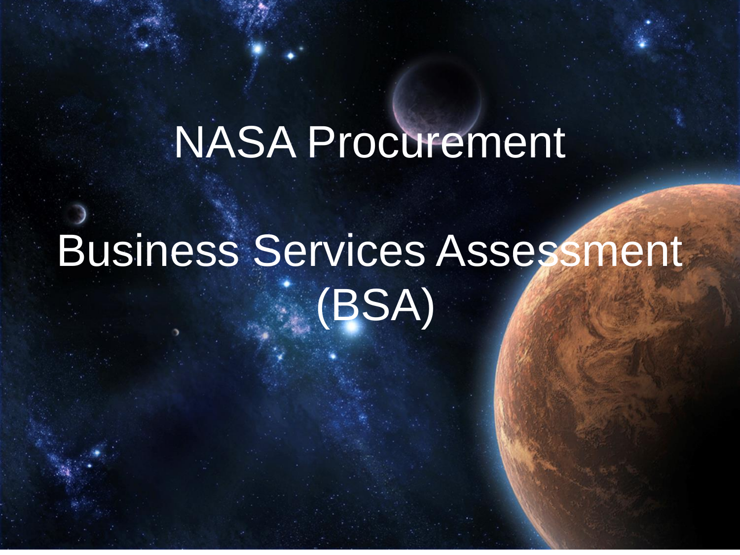# NASA Procurement

# Business Services Assessment (BSA)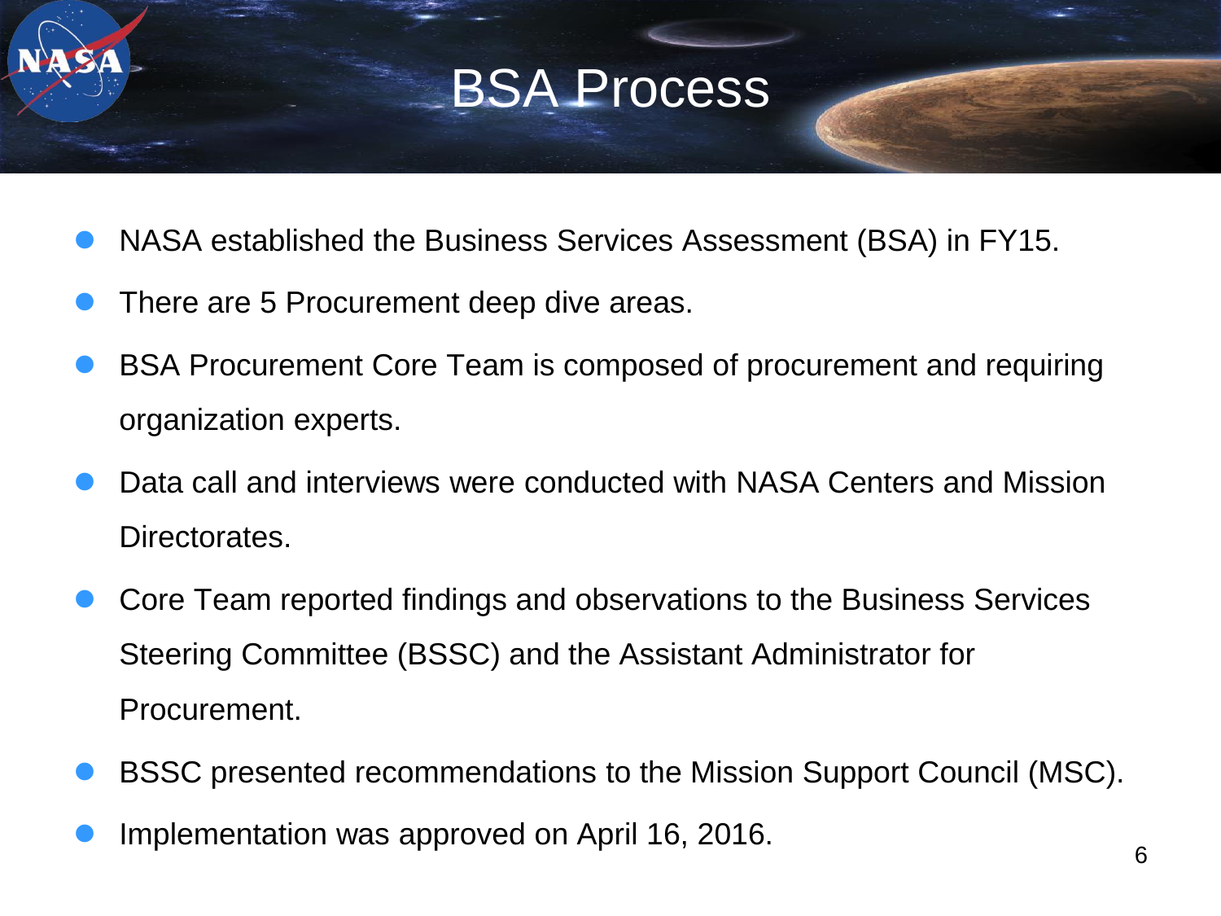# BSA Process

- NASA established the Business Services Assessment (BSA) in FY15.
- There are 5 Procurement deep dive areas.
- BSA Procurement Core Team is composed of procurement and requiring organization experts.
- Data call and interviews were conducted with NASA Centers and Mission Directorates.
- Core Team reported findings and observations to the Business Services Steering Committee (BSSC) and the Assistant Administrator for Procurement.
- BSSC presented recommendations to the Mission Support Council (MSC).
- Implementation was approved on April 16, 2016.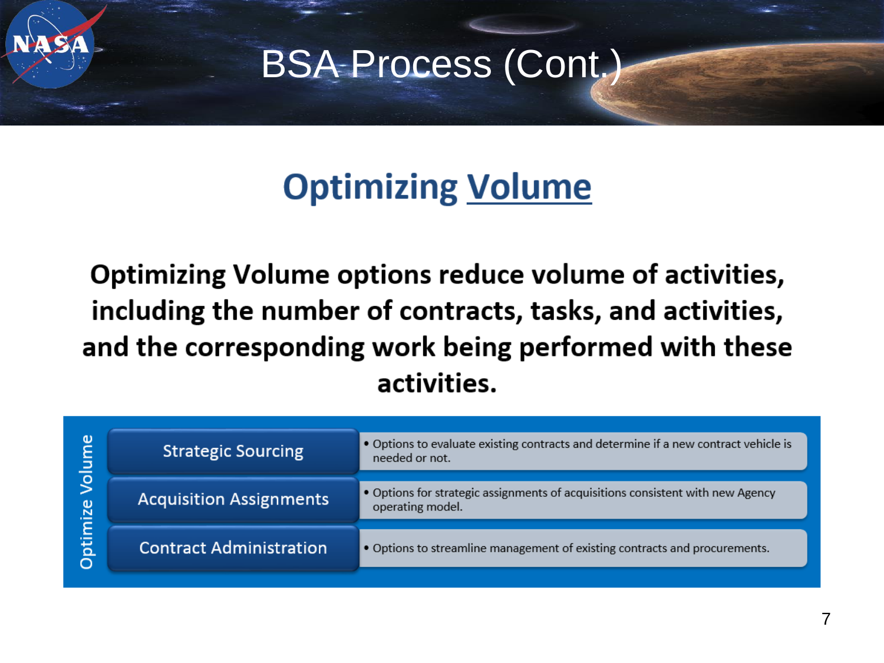# BSA Process (Cont.)

## Optimizing Volume

**Optimizing Volume options reduce volume of activities, including the number of contracts, tasks, and activities, and the corresponding work being performed with these activities.**

| Optimize Volume | |
|---|---|
| Strategic Sourcing | Options to evaluate existing contracts and determine if a new contract vehicle is needed or not. |
| Acquisition Assignments | Options for strategic assignments of acquisitions consistent with new Agency operating model. |
| Contract Administration | Options to streamline management of existing contracts and procurements. |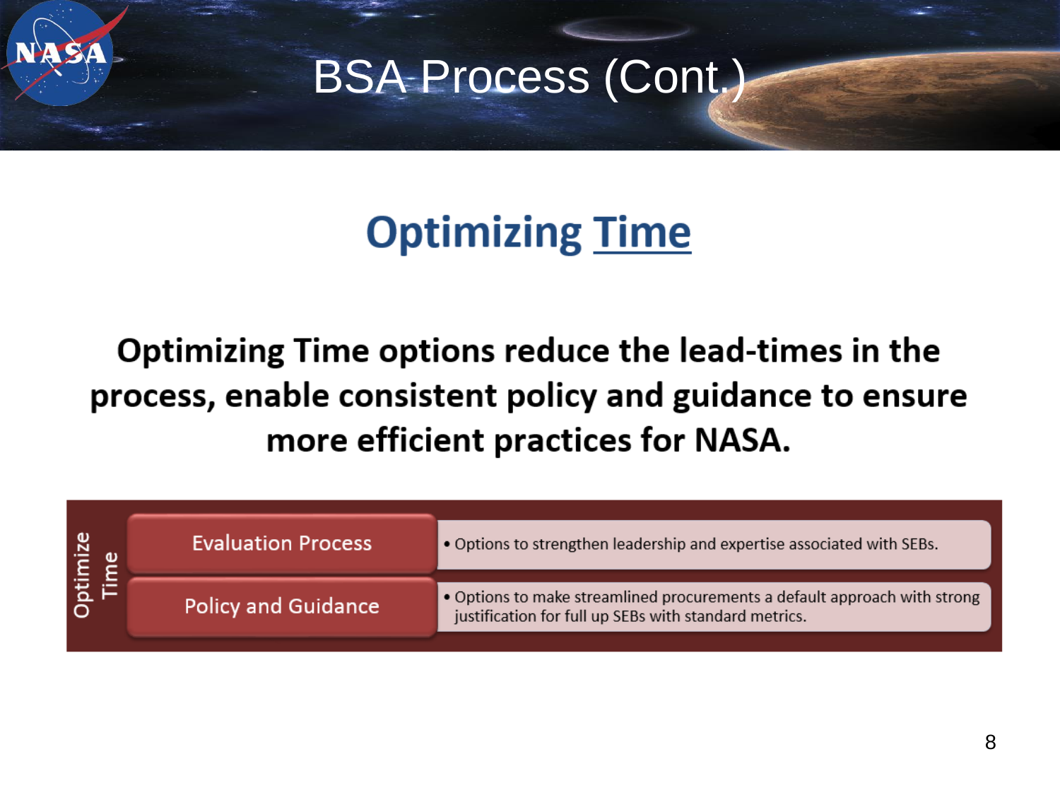# BSA Process (Cont.)

## Optimizing Time

**Optimizing Time options reduce the lead-times in the process, enable consistent policy and guidance to ensure more efficient practices for NASA.**

| Optimize Time | | |
|---|---|---|
| | Evaluation Process | • Options to strengthen leadership and expertise associated with SEBs. |
| | Policy and Guidance | • Options to make streamlined procurements a default approach with strong justification for full up SEBs with standard metrics. |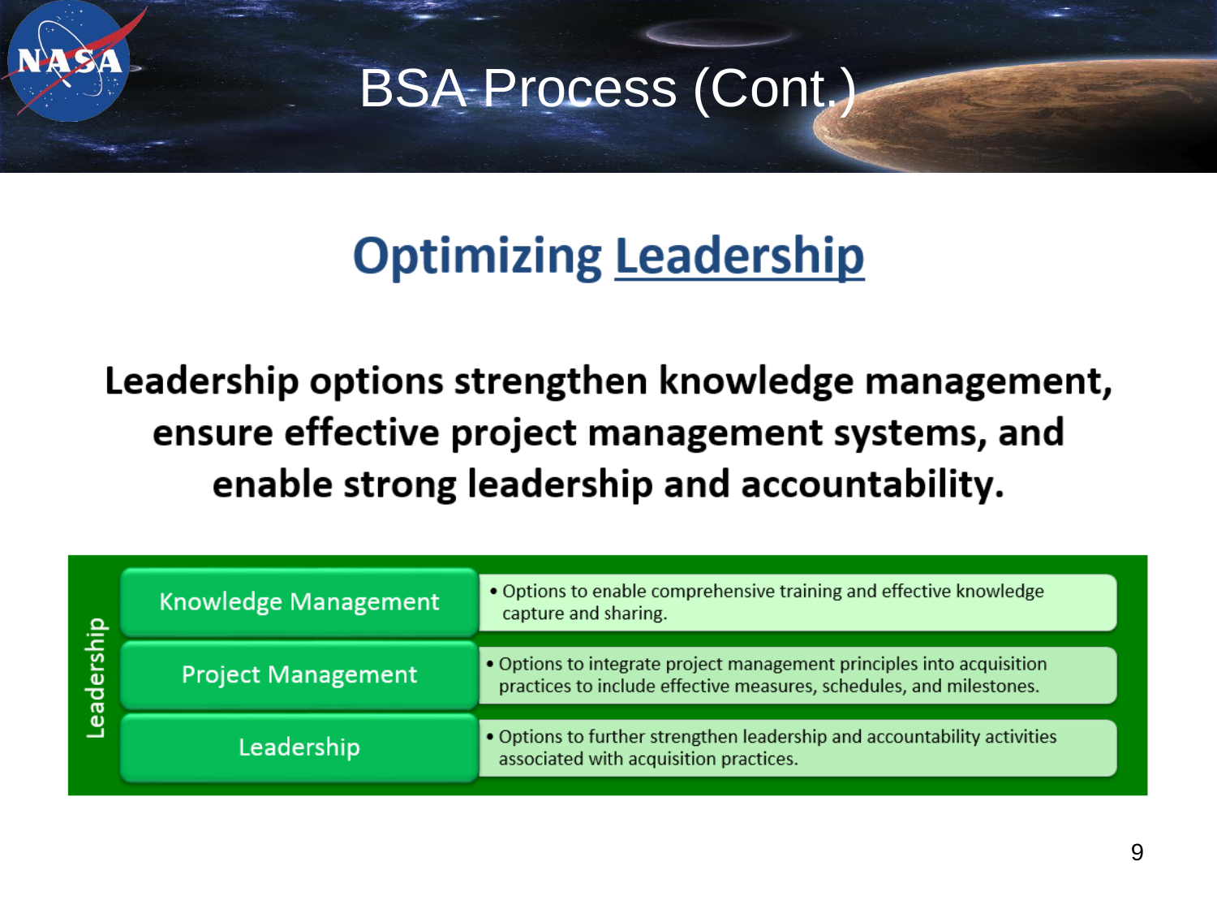# BSA Process (Cont.)

## Optimizing Leadership

**Leadership options strengthen knowledge management, ensure effective project management systems, and enable strong leadership and accountability.**

Leadership

| | |
|---|---|
| Knowledge Management | • Options to enable comprehensive training and effective knowledge capture and sharing. |
| Project Management | • Options to integrate project management principles into acquisition practices to include effective measures, schedules, and milestones. |
| Leadership | • Options to further strengthen leadership and accountability activities associated with acquisition practices. |